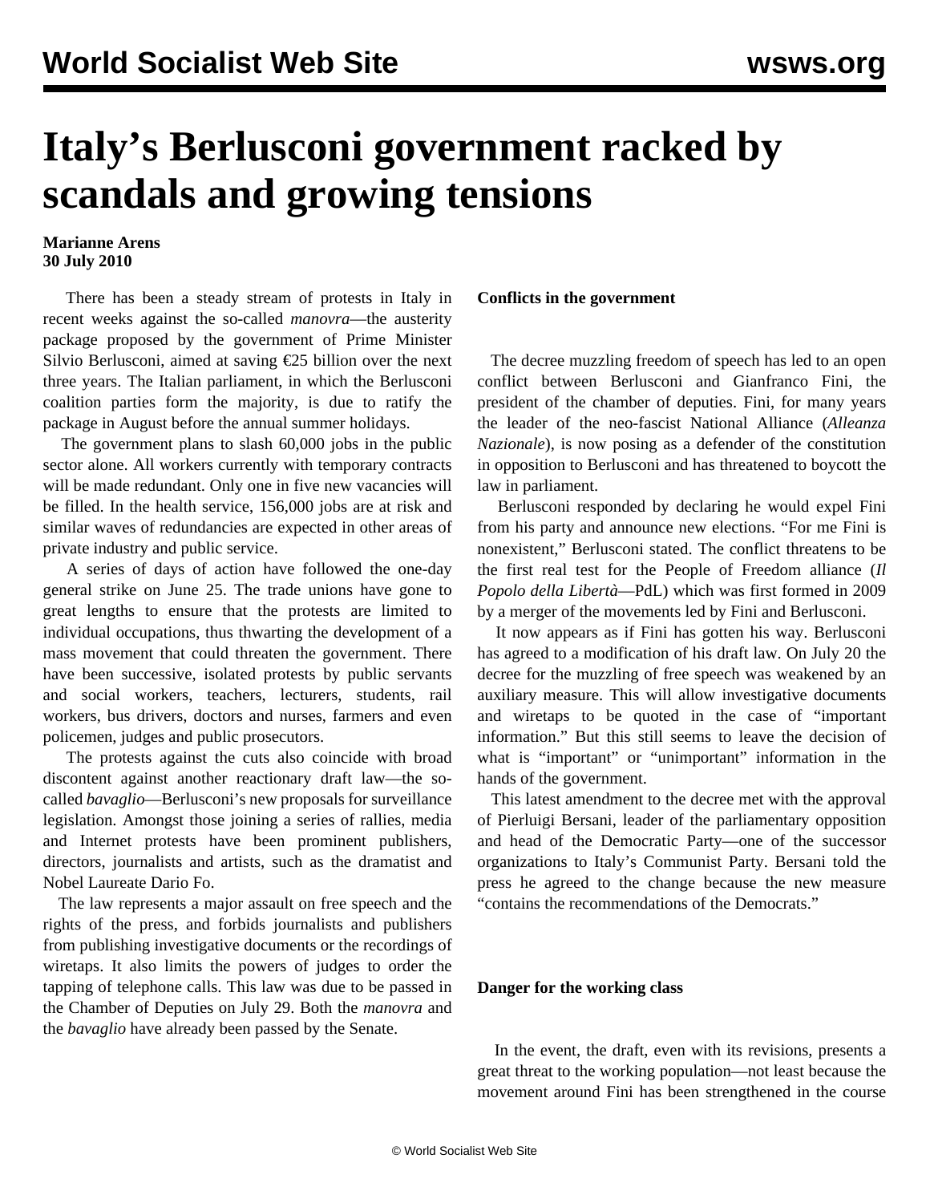# Italy's Berlusconi government racked by scandals and growing tensions

**Marianne Arens**
**30 July 2010**

There has been a steady stream of protests in Italy in recent weeks against the so-called *manovra*—the austerity package proposed by the government of Prime Minister Silvio Berlusconi, aimed at saving €25 billion over the next three years. The Italian parliament, in which the Berlusconi coalition parties form the majority, is due to ratify the package in August before the annual summer holidays.

The government plans to slash 60,000 jobs in the public sector alone. All workers currently with temporary contracts will be made redundant. Only one in five new vacancies will be filled. In the health service, 156,000 jobs are at risk and similar waves of redundancies are expected in other areas of private industry and public service.

A series of days of action have followed the one-day general strike on June 25. The trade unions have gone to great lengths to ensure that the protests are limited to individual occupations, thus thwarting the development of a mass movement that could threaten the government. There have been successive, isolated protests by public servants and social workers, teachers, lecturers, students, rail workers, bus drivers, doctors and nurses, farmers and even policemen, judges and public prosecutors.

The protests against the cuts also coincide with broad discontent against another reactionary draft law—the so-called *bavaglio*—Berlusconi's new proposals for surveillance legislation. Amongst those joining a series of rallies, media and Internet protests have been prominent publishers, directors, journalists and artists, such as the dramatist and Nobel Laureate Dario Fo.

The law represents a major assault on free speech and the rights of the press, and forbids journalists and publishers from publishing investigative documents or the recordings of wiretaps. It also limits the powers of judges to order the tapping of telephone calls. This law was due to be passed in the Chamber of Deputies on July 29. Both the *manovra* and the *bavaglio* have already been passed by the Senate.

**Conflicts in the government**

The decree muzzling freedom of speech has led to an open conflict between Berlusconi and Gianfranco Fini, the president of the chamber of deputies. Fini, for many years the leader of the neo-fascist National Alliance (*Alleanza Nazionale*), is now posing as a defender of the constitution in opposition to Berlusconi and has threatened to boycott the law in parliament.

Berlusconi responded by declaring he would expel Fini from his party and announce new elections. "For me Fini is nonexistent," Berlusconi stated. The conflict threatens to be the first real test for the People of Freedom alliance (*Il Popolo della Libertà*—PdL) which was first formed in 2009 by a merger of the movements led by Fini and Berlusconi.

It now appears as if Fini has gotten his way. Berlusconi has agreed to a modification of his draft law. On July 20 the decree for the muzzling of free speech was weakened by an auxiliary measure. This will allow investigative documents and wiretaps to be quoted in the case of "important information." But this still seems to leave the decision of what is "important" or "unimportant" information in the hands of the government.

This latest amendment to the decree met with the approval of Pierluigi Bersani, leader of the parliamentary opposition and head of the Democratic Party—one of the successor organizations to Italy's Communist Party. Bersani told the press he agreed to the change because the new measure "contains the recommendations of the Democrats."

**Danger for the working class**

In the event, the draft, even with its revisions, presents a great threat to the working population—not least because the movement around Fini has been strengthened in the course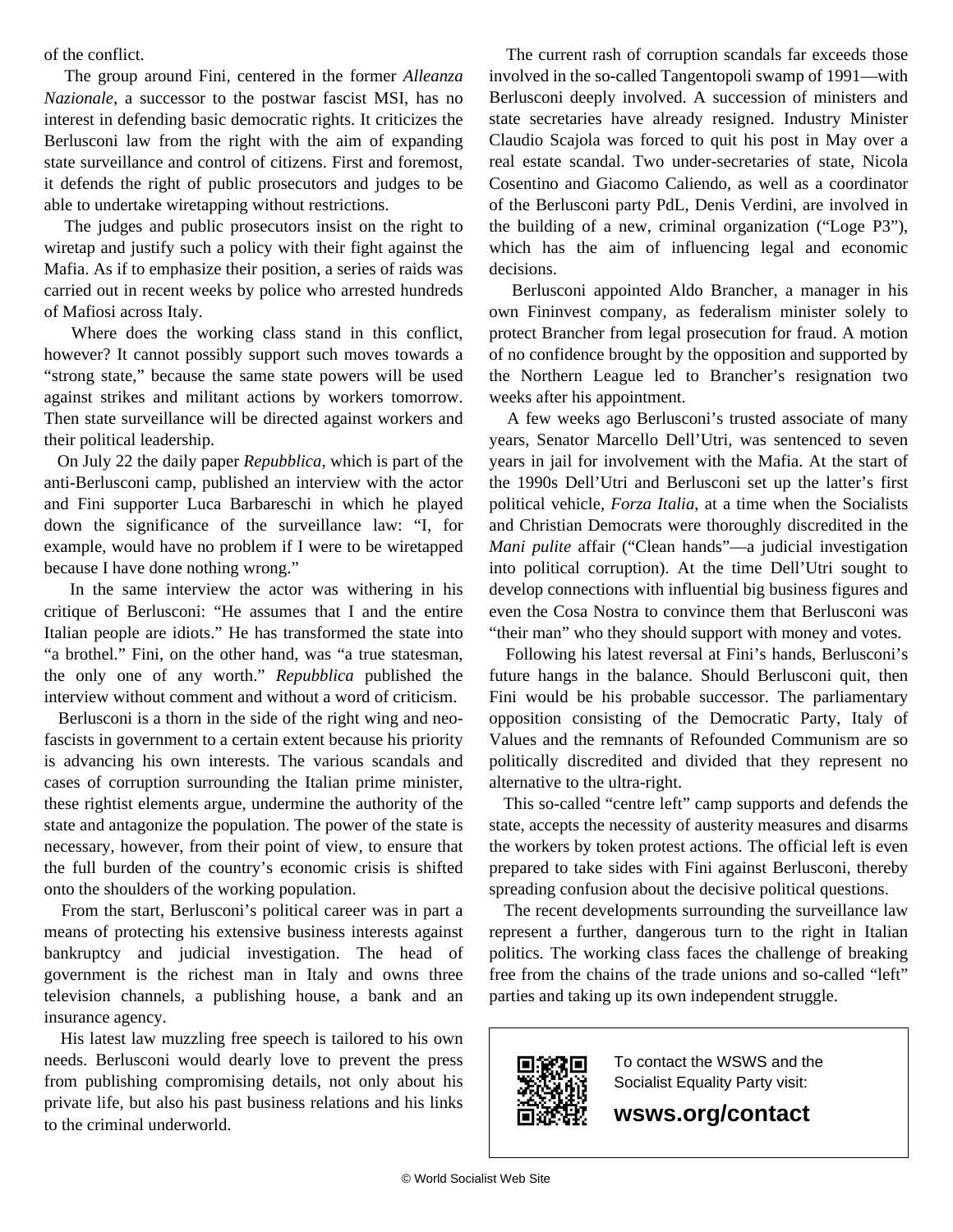of the conflict.

The group around Fini, centered in the former *Alleanza Nazionale*, a successor to the postwar fascist MSI, has no interest in defending basic democratic rights. It criticizes the Berlusconi law from the right with the aim of expanding state surveillance and control of citizens. First and foremost, it defends the right of public prosecutors and judges to be able to undertake wiretapping without restrictions.

The judges and public prosecutors insist on the right to wiretap and justify such a policy with their fight against the Mafia. As if to emphasize their position, a series of raids was carried out in recent weeks by police who arrested hundreds of Mafiosi across Italy.

Where does the working class stand in this conflict, however? It cannot possibly support such moves towards a "strong state," because the same state powers will be used against strikes and militant actions by workers tomorrow. Then state surveillance will be directed against workers and their political leadership.

On July 22 the daily paper *Repubblica*, which is part of the anti-Berlusconi camp, published an interview with the actor and Fini supporter Luca Barbareschi in which he played down the significance of the surveillance law: "I, for example, would have no problem if I were to be wiretapped because I have done nothing wrong."

In the same interview the actor was withering in his critique of Berlusconi: "He assumes that I and the entire Italian people are idiots." He has transformed the state into "a brothel." Fini, on the other hand, was "a true statesman, the only one of any worth." *Repubblica* published the interview without comment and without a word of criticism.

Berlusconi is a thorn in the side of the right wing and neo-fascists in government to a certain extent because his priority is advancing his own interests. The various scandals and cases of corruption surrounding the Italian prime minister, these rightist elements argue, undermine the authority of the state and antagonize the population. The power of the state is necessary, however, from their point of view, to ensure that the full burden of the country's economic crisis is shifted onto the shoulders of the working population.

From the start, Berlusconi's political career was in part a means of protecting his extensive business interests against bankruptcy and judicial investigation. The head of government is the richest man in Italy and owns three television channels, a publishing house, a bank and an insurance agency.

His latest law muzzling free speech is tailored to his own needs. Berlusconi would dearly love to prevent the press from publishing compromising details, not only about his private life, but also his past business relations and his links to the criminal underworld.

The current rash of corruption scandals far exceeds those involved in the so-called Tangentopoli swamp of 1991—with Berlusconi deeply involved. A succession of ministers and state secretaries have already resigned. Industry Minister Claudio Scajola was forced to quit his post in May over a real estate scandal. Two under-secretaries of state, Nicola Cosentino and Giacomo Caliendo, as well as a coordinator of the Berlusconi party PdL, Denis Verdini, are involved in the building of a new, criminal organization ("Loge P3"), which has the aim of influencing legal and economic decisions.

Berlusconi appointed Aldo Brancher, a manager in his own Fininvest company, as federalism minister solely to protect Brancher from legal prosecution for fraud. A motion of no confidence brought by the opposition and supported by the Northern League led to Brancher's resignation two weeks after his appointment.

A few weeks ago Berlusconi's trusted associate of many years, Senator Marcello Dell'Utri, was sentenced to seven years in jail for involvement with the Mafia. At the start of the 1990s Dell'Utri and Berlusconi set up the latter's first political vehicle, *Forza Italia*, at a time when the Socialists and Christian Democrats were thoroughly discredited in the *Mani pulite* affair ("Clean hands"—a judicial investigation into political corruption). At the time Dell'Utri sought to develop connections with influential big business figures and even the Cosa Nostra to convince them that Berlusconi was "their man" who they should support with money and votes.

Following his latest reversal at Fini's hands, Berlusconi's future hangs in the balance. Should Berlusconi quit, then Fini would be his probable successor. The parliamentary opposition consisting of the Democratic Party, Italy of Values and the remnants of Refounded Communism are so politically discredited and divided that they represent no alternative to the ultra-right.

This so-called "centre left" camp supports and defends the state, accepts the necessity of austerity measures and disarms the workers by token protest actions. The official left is even prepared to take sides with Fini against Berlusconi, thereby spreading confusion about the decisive political questions.

The recent developments surrounding the surveillance law represent a further, dangerous turn to the right in Italian politics. The working class faces the challenge of breaking free from the chains of the trade unions and so-called "left" parties and taking up its own independent struggle.

To contact the WSWS and the Socialist Equality Party visit:

**wsws.org/contact**